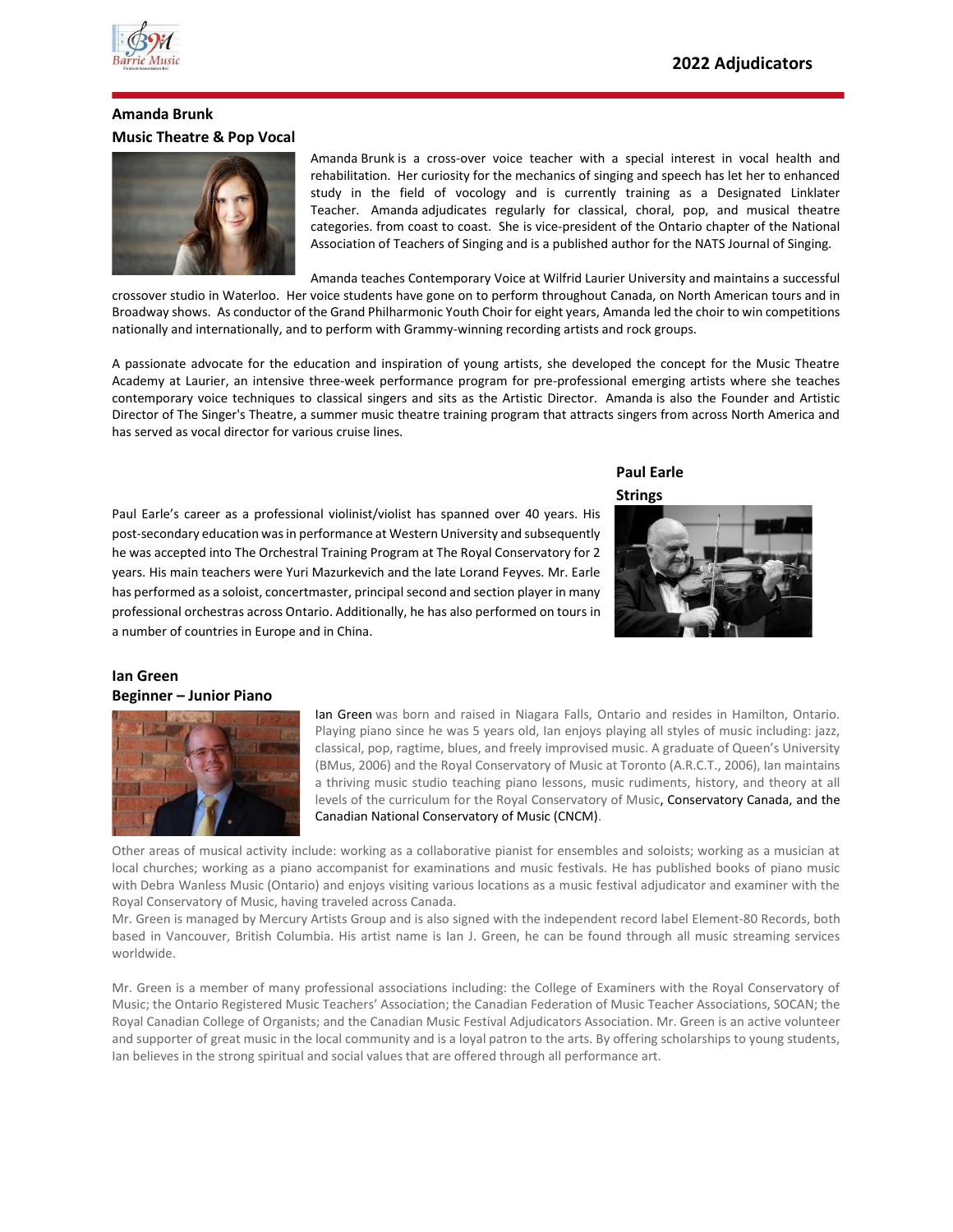# 2022 Adjudicators

## Amanda Brunk
### Music Theatre & Pop Vocal

Amanda Brunk is a cross-over voice teacher with a special interest in vocal health and rehabilitation. Her curiosity for the mechanics of singing and speech has let her to enhanced study in the field of vocology and is currently training as a Designated Linklater Teacher. Amanda adjudicates regularly for classical, choral, pop, and musical theatre categories. from coast to coast. She is vice-president of the Ontario chapter of the National Association of Teachers of Singing and is a published author for the NATS Journal of Singing.

Amanda teaches Contemporary Voice at Wilfrid Laurier University and maintains a successful crossover studio in Waterloo. Her voice students have gone on to perform throughout Canada, on North American tours and in Broadway shows. As conductor of the Grand Philharmonic Youth Choir for eight years, Amanda led the choir to win competitions nationally and internationally, and to perform with Grammy-winning recording artists and rock groups.

A passionate advocate for the education and inspiration of young artists, she developed the concept for the Music Theatre Academy at Laurier, an intensive three-week performance program for pre-professional emerging artists where she teaches contemporary voice techniques to classical singers and sits as the Artistic Director. Amanda is also the Founder and Artistic Director of The Singer's Theatre, a summer music theatre training program that attracts singers from across North America and has served as vocal director for various cruise lines.

## Paul Earle
### Strings

Paul Earle's career as a professional violinist/violist has spanned over 40 years. His post-secondary education was in performance at Western University and subsequently he was accepted into The Orchestral Training Program at The Royal Conservatory for 2 years. His main teachers were Yuri Mazurkevich and the late Lorand Feyves. Mr. Earle has performed as a soloist, concertmaster, principal second and section player in many professional orchestras across Ontario. Additionally, he has also performed on tours in a number of countries in Europe and in China.

## Ian Green
### Beginner – Junior Piano

Ian Green was born and raised in Niagara Falls, Ontario and resides in Hamilton, Ontario. Playing piano since he was 5 years old, Ian enjoys playing all styles of music including: jazz, classical, pop, ragtime, blues, and freely improvised music. A graduate of Queen's University (BMus, 2006) and the Royal Conservatory of Music at Toronto (A.R.C.T., 2006), Ian maintains a thriving music studio teaching piano lessons, music rudiments, history, and theory at all levels of the curriculum for the Royal Conservatory of Music, Conservatory Canada, and the Canadian National Conservatory of Music (CNCM).

Other areas of musical activity include: working as a collaborative pianist for ensembles and soloists; working as a musician at local churches; working as a piano accompanist for examinations and music festivals. He has published books of piano music with Debra Wanless Music (Ontario) and enjoys visiting various locations as a music festival adjudicator and examiner with the Royal Conservatory of Music, having traveled across Canada.
Mr. Green is managed by Mercury Artists Group and is also signed with the independent record label Element-80 Records, both based in Vancouver, British Columbia. His artist name is Ian J. Green, he can be found through all music streaming services worldwide.

Mr. Green is a member of many professional associations including: the College of Examiners with the Royal Conservatory of Music; the Ontario Registered Music Teachers' Association; the Canadian Federation of Music Teacher Associations, SOCAN; the Royal Canadian College of Organists; and the Canadian Music Festival Adjudicators Association. Mr. Green is an active volunteer and supporter of great music in the local community and is a loyal patron to the arts. By offering scholarships to young students, Ian believes in the strong spiritual and social values that are offered through all performance art.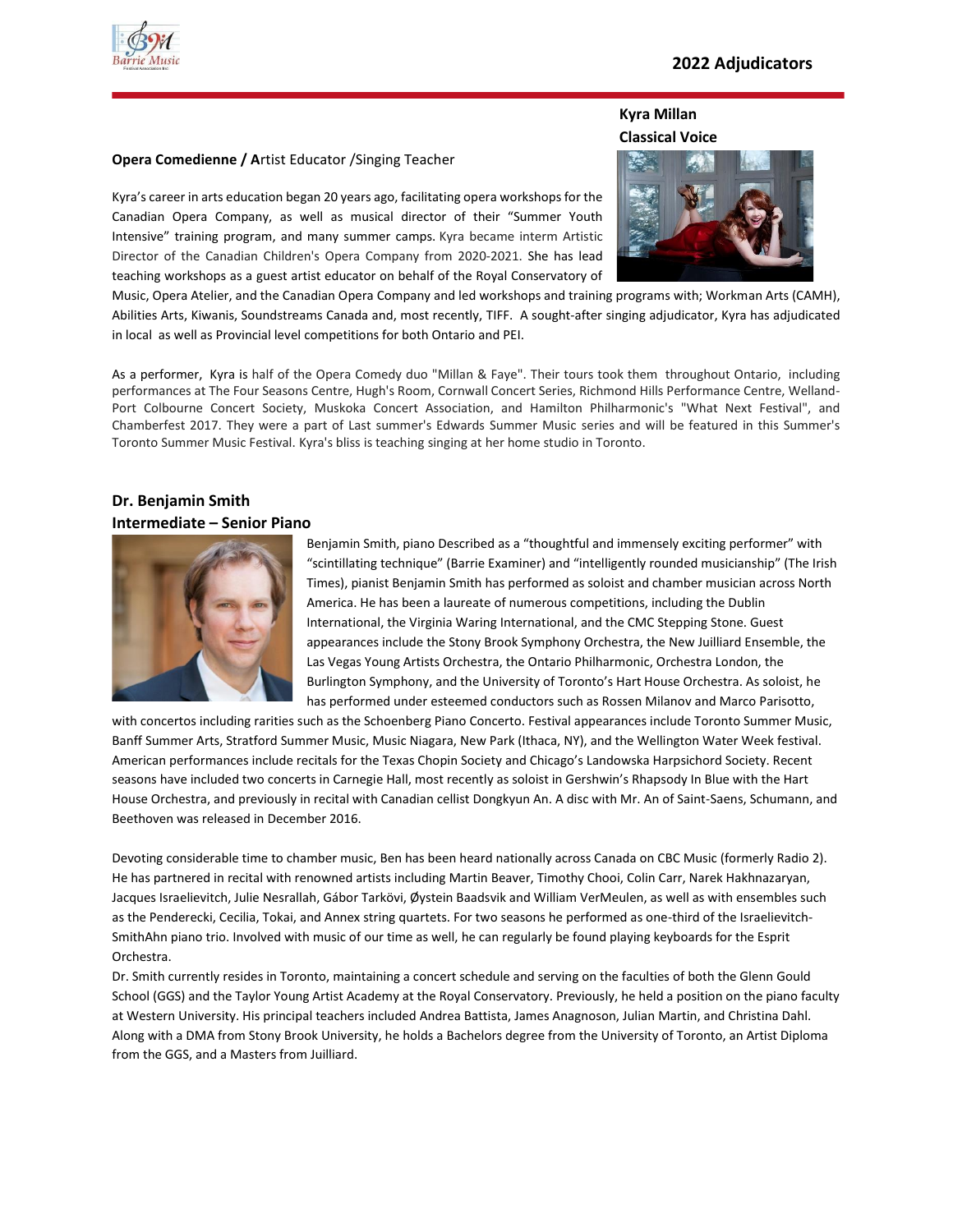## 2022 Adjudicators

### Kyra Millan
### Classical Voice

**Opera Comedienne / A**rtist Educator /Singing Teacher

Kyra's career in arts education began 20 years ago, facilitating opera workshops for the Canadian Opera Company, as well as musical director of their "Summer Youth Intensive" training program, and many summer camps. Kyra became interm Artistic Director of the Canadian Children's Opera Company from 2020-2021. She has lead teaching workshops as a guest artist educator on behalf of the Royal Conservatory of Music, Opera Atelier, and the Canadian Opera Company and led workshops and training programs with; Workman Arts (CAMH), Abilities Arts, Kiwanis, Soundstreams Canada and, most recently, TIFF. A sought-after singing adjudicator, Kyra has adjudicated in local as well as Provincial level competitions for both Ontario and PEI.

As a performer, Kyra is half of the Opera Comedy duo "Millan & Faye". Their tours took them throughout Ontario, including performances at The Four Seasons Centre, Hugh's Room, Cornwall Concert Series, Richmond Hills Performance Centre, Welland-Port Colbourne Concert Society, Muskoka Concert Association, and Hamilton Philharmonic's "What Next Festival", and Chamberfest 2017. They were a part of Last summer's Edwards Summer Music series and will be featured in this Summer's Toronto Summer Music Festival. Kyra's bliss is teaching singing at her home studio in Toronto.

### Dr. Benjamin Smith
### Intermediate – Senior Piano

Benjamin Smith, piano Described as a "thoughtful and immensely exciting performer" with "scintillating technique" (Barrie Examiner) and "intelligently rounded musicianship" (The Irish Times), pianist Benjamin Smith has performed as soloist and chamber musician across North America. He has been a laureate of numerous competitions, including the Dublin International, the Virginia Waring International, and the CMC Stepping Stone. Guest appearances include the Stony Brook Symphony Orchestra, the New Juilliard Ensemble, the Las Vegas Young Artists Orchestra, the Ontario Philharmonic, Orchestra London, the Burlington Symphony, and the University of Toronto's Hart House Orchestra. As soloist, he has performed under esteemed conductors such as Rossen Milanov and Marco Parisotto, with concertos including rarities such as the Schoenberg Piano Concerto. Festival appearances include Toronto Summer Music, Banff Summer Arts, Stratford Summer Music, Music Niagara, New Park (Ithaca, NY), and the Wellington Water Week festival. American performances include recitals for the Texas Chopin Society and Chicago's Landowska Harpsichord Society. Recent seasons have included two concerts in Carnegie Hall, most recently as soloist in Gershwin's Rhapsody In Blue with the Hart House Orchestra, and previously in recital with Canadian cellist Dongkyun An. A disc with Mr. An of Saint-Saens, Schumann, and Beethoven was released in December 2016.

Devoting considerable time to chamber music, Ben has been heard nationally across Canada on CBC Music (formerly Radio 2). He has partnered in recital with renowned artists including Martin Beaver, Timothy Chooi, Colin Carr, Narek Hakhnazaryan, Jacques Israelievitch, Julie Nesrallah, Gábor Tarkövi, Øystein Baadsvik and William VerMeulen, as well as with ensembles such as the Penderecki, Cecilia, Tokai, and Annex string quartets. For two seasons he performed as one-third of the Israelievitch-SmithAhn piano trio. Involved with music of our time as well, he can regularly be found playing keyboards for the Esprit Orchestra.

Dr. Smith currently resides in Toronto, maintaining a concert schedule and serving on the faculties of both the Glenn Gould School (GGS) and the Taylor Young Artist Academy at the Royal Conservatory. Previously, he held a position on the piano faculty at Western University. His principal teachers included Andrea Battista, James Anagnoson, Julian Martin, and Christina Dahl. Along with a DMA from Stony Brook University, he holds a Bachelors degree from the University of Toronto, an Artist Diploma from the GGS, and a Masters from Juilliard.